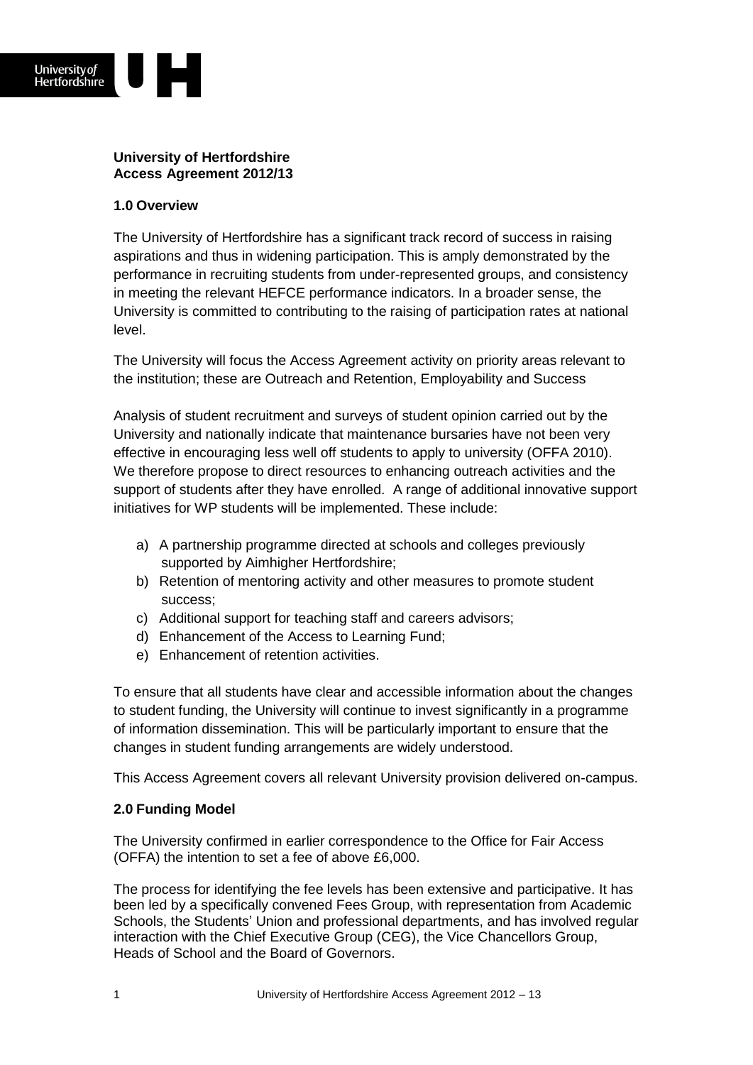**University of Hertfordshire**
**Access Agreement 2012/13**

## 1.0 Overview

The University of Hertfordshire has a significant track record of success in raising aspirations and thus in widening participation. This is amply demonstrated by the performance in recruiting students from under-represented groups, and consistency in meeting the relevant HEFCE performance indicators. In a broader sense, the University is committed to contributing to the raising of participation rates at national level.

The University will focus the Access Agreement activity on priority areas relevant to the institution; these are Outreach and Retention, Employability and Success

Analysis of student recruitment and surveys of student opinion carried out by the University and nationally indicate that maintenance bursaries have not been very effective in encouraging less well off students to apply to university (OFFA 2010). We therefore propose to direct resources to enhancing outreach activities and the support of students after they have enrolled. A range of additional innovative support initiatives for WP students will be implemented. These include:

a) A partnership programme directed at schools and colleges previously supported by Aimhigher Hertfordshire;
b) Retention of mentoring activity and other measures to promote student success;
c) Additional support for teaching staff and careers advisors;
d) Enhancement of the Access to Learning Fund;
e) Enhancement of retention activities.

To ensure that all students have clear and accessible information about the changes to student funding, the University will continue to invest significantly in a programme of information dissemination. This will be particularly important to ensure that the changes in student funding arrangements are widely understood.

This Access Agreement covers all relevant University provision delivered on-campus.

## 2.0 Funding Model

The University confirmed in earlier correspondence to the Office for Fair Access (OFFA) the intention to set a fee of above £6,000.

The process for identifying the fee levels has been extensive and participative. It has been led by a specifically convened Fees Group, with representation from Academic Schools, the Students' Union and professional departments, and has involved regular interaction with the Chief Executive Group (CEG), the Vice Chancellors Group, Heads of School and the Board of Governors.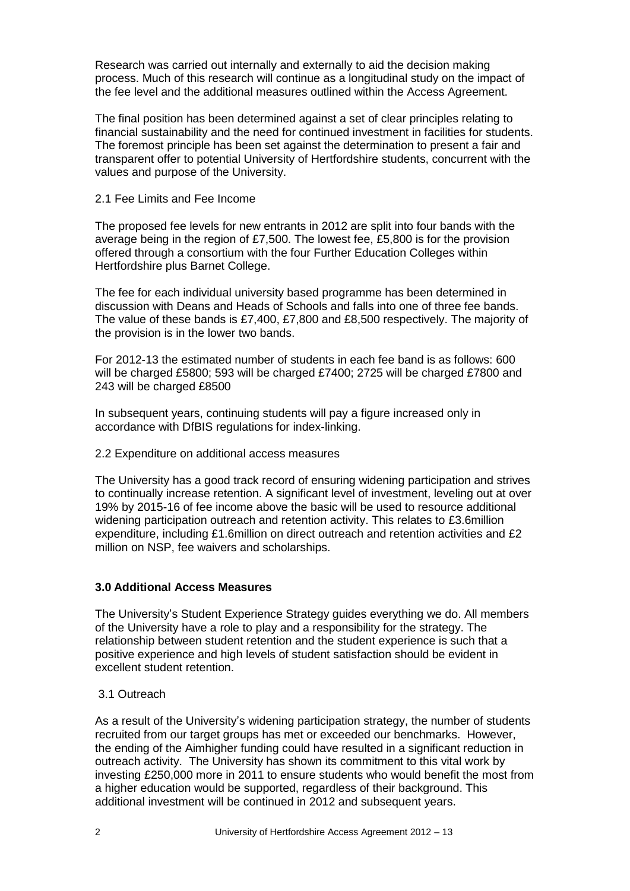Research was carried out internally and externally to aid the decision making process. Much of this research will continue as a longitudinal study on the impact of the fee level and the additional measures outlined within the Access Agreement.

The final position has been determined against a set of clear principles relating to financial sustainability and the need for continued investment in facilities for students. The foremost principle has been set against the determination to present a fair and transparent offer to potential University of Hertfordshire students, concurrent with the values and purpose of the University.

2.1 Fee Limits and Fee Income

The proposed fee levels for new entrants in 2012 are split into four bands with the average being in the region of £7,500. The lowest fee, £5,800 is for the provision offered through a consortium with the four Further Education Colleges within Hertfordshire plus Barnet College.

The fee for each individual university based programme has been determined in discussion with Deans and Heads of Schools and falls into one of three fee bands. The value of these bands is £7,400, £7,800 and £8,500 respectively. The majority of the provision is in the lower two bands.

For 2012-13 the estimated number of students in each fee band is as follows: 600 will be charged £5800; 593 will be charged £7400; 2725 will be charged £7800 and 243 will be charged £8500

In subsequent years, continuing students will pay a figure increased only in accordance with DfBIS regulations for index-linking.

2.2 Expenditure on additional access measures

The University has a good track record of ensuring widening participation and strives to continually increase retention. A significant level of investment, leveling out at over 19% by 2015-16 of fee income above the basic will be used to resource additional widening participation outreach and retention activity. This relates to £3.6million expenditure, including £1.6million on direct outreach and retention activities and £2 million on NSP, fee waivers and scholarships.

## 3.0 Additional Access Measures

The University's Student Experience Strategy guides everything we do. All members of the University have a role to play and a responsibility for the strategy. The relationship between student retention and the student experience is such that a positive experience and high levels of student satisfaction should be evident in excellent student retention.

3.1 Outreach

As a result of the University's widening participation strategy, the number of students recruited from our target groups has met or exceeded our benchmarks. However, the ending of the Aimhigher funding could have resulted in a significant reduction in outreach activity. The University has shown its commitment to this vital work by investing £250,000 more in 2011 to ensure students who would benefit the most from a higher education would be supported, regardless of their background. This additional investment will be continued in 2012 and subsequent years.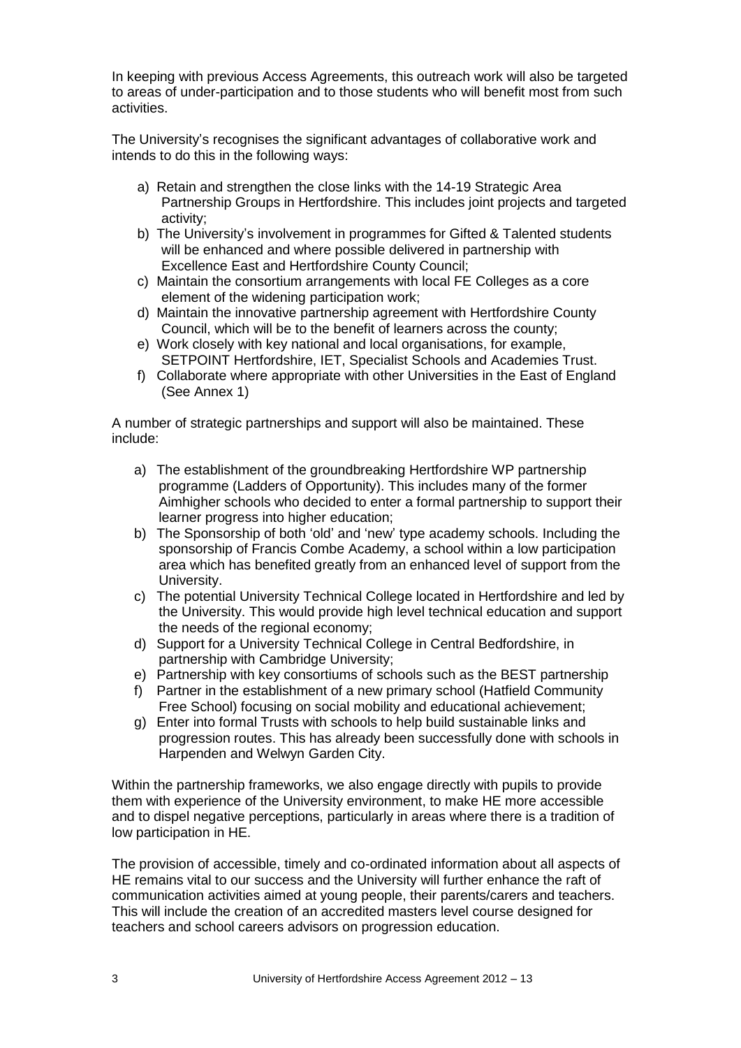In keeping with previous Access Agreements, this outreach work will also be targeted to areas of under-participation and to those students who will benefit most from such activities.

The University's recognises the significant advantages of collaborative work and intends to do this in the following ways:

a) Retain and strengthen the close links with the 14-19 Strategic Area Partnership Groups in Hertfordshire. This includes joint projects and targeted activity;
b) The University's involvement in programmes for Gifted & Talented students will be enhanced and where possible delivered in partnership with Excellence East and Hertfordshire County Council;
c) Maintain the consortium arrangements with local FE Colleges as a core element of the widening participation work;
d) Maintain the innovative partnership agreement with Hertfordshire County Council, which will be to the benefit of learners across the county;
e) Work closely with key national and local organisations, for example, SETPOINT Hertfordshire, IET, Specialist Schools and Academies Trust.
f) Collaborate where appropriate with other Universities in the East of England (See Annex 1)

A number of strategic partnerships and support will also be maintained. These include:

a) The establishment of the groundbreaking Hertfordshire WP partnership programme (Ladders of Opportunity). This includes many of the former Aimhigher schools who decided to enter a formal partnership to support their learner progress into higher education;
b) The Sponsorship of both 'old' and 'new' type academy schools. Including the sponsorship of Francis Combe Academy, a school within a low participation area which has benefited greatly from an enhanced level of support from the University.
c) The potential University Technical College located in Hertfordshire and led by the University. This would provide high level technical education and support the needs of the regional economy;
d) Support for a University Technical College in Central Bedfordshire, in partnership with Cambridge University;
e) Partnership with key consortiums of schools such as the BEST partnership
f) Partner in the establishment of a new primary school (Hatfield Community Free School) focusing on social mobility and educational achievement;
g) Enter into formal Trusts with schools to help build sustainable links and progression routes. This has already been successfully done with schools in Harpenden and Welwyn Garden City.

Within the partnership frameworks, we also engage directly with pupils to provide them with experience of the University environment, to make HE more accessible and to dispel negative perceptions, particularly in areas where there is a tradition of low participation in HE.

The provision of accessible, timely and co-ordinated information about all aspects of HE remains vital to our success and the University will further enhance the raft of communication activities aimed at young people, their parents/carers and teachers. This will include the creation of an accredited masters level course designed for teachers and school careers advisors on progression education.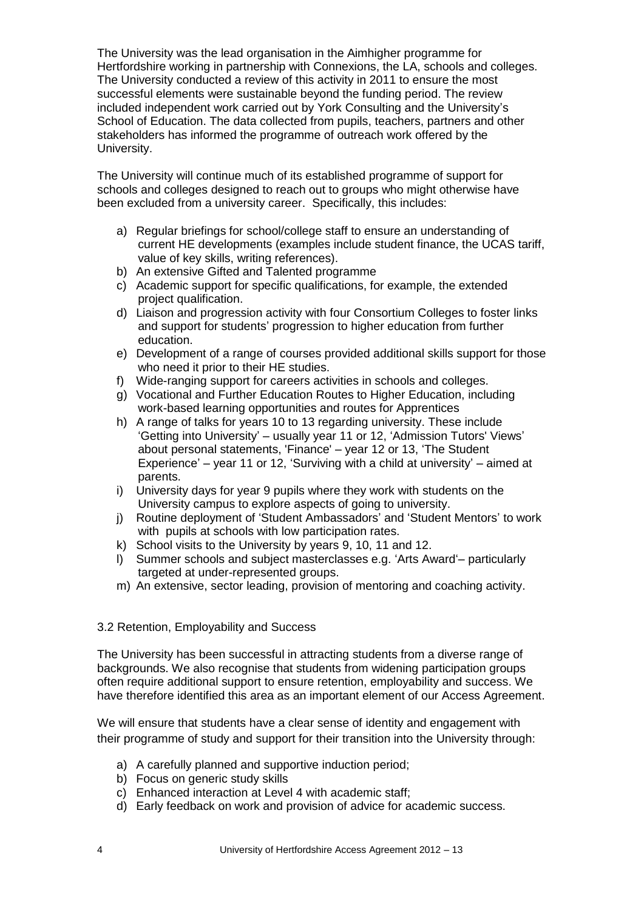The University was the lead organisation in the Aimhigher programme for Hertfordshire working in partnership with Connexions, the LA, schools and colleges. The University conducted a review of this activity in 2011 to ensure the most successful elements were sustainable beyond the funding period. The review included independent work carried out by York Consulting and the University's School of Education. The data collected from pupils, teachers, partners and other stakeholders has informed the programme of outreach work offered by the University.

The University will continue much of its established programme of support for schools and colleges designed to reach out to groups who might otherwise have been excluded from a university career. Specifically, this includes:

a) Regular briefings for school/college staff to ensure an understanding of current HE developments (examples include student finance, the UCAS tariff, value of key skills, writing references).
b) An extensive Gifted and Talented programme
c) Academic support for specific qualifications, for example, the extended project qualification.
d) Liaison and progression activity with four Consortium Colleges to foster links and support for students' progression to higher education from further education.
e) Development of a range of courses provided additional skills support for those who need it prior to their HE studies.
f) Wide-ranging support for careers activities in schools and colleges.
g) Vocational and Further Education Routes to Higher Education, including work-based learning opportunities and routes for Apprentices
h) A range of talks for years 10 to 13 regarding university. These include 'Getting into University' – usually year 11 or 12, 'Admission Tutors' Views' about personal statements, 'Finance' – year 12 or 13, 'The Student Experience' – year 11 or 12, 'Surviving with a child at university' – aimed at parents.
i) University days for year 9 pupils where they work with students on the University campus to explore aspects of going to university.
j) Routine deployment of 'Student Ambassadors' and 'Student Mentors' to work with pupils at schools with low participation rates.
k) School visits to the University by years 9, 10, 11 and 12.
l) Summer schools and subject masterclasses e.g. 'Arts Award'– particularly targeted at under-represented groups.
m) An extensive, sector leading, provision of mentoring and coaching activity.

### 3.2 Retention, Employability and Success

The University has been successful in attracting students from a diverse range of backgrounds. We also recognise that students from widening participation groups often require additional support to ensure retention, employability and success. We have therefore identified this area as an important element of our Access Agreement.

We will ensure that students have a clear sense of identity and engagement with their programme of study and support for their transition into the University through:

a) A carefully planned and supportive induction period;
b) Focus on generic study skills
c) Enhanced interaction at Level 4 with academic staff;
d) Early feedback on work and provision of advice for academic success.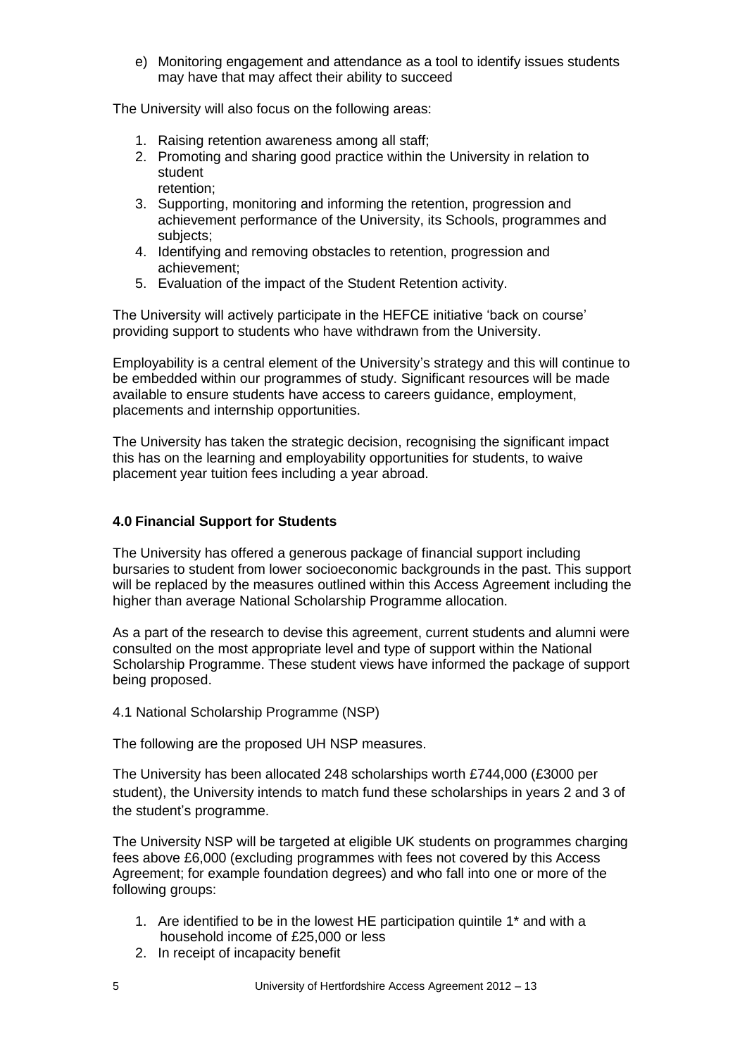e) Monitoring engagement and attendance as a tool to identify issues students may have that may affect their ability to succeed

The University will also focus on the following areas:

1. Raising retention awareness among all staff;
2. Promoting and sharing good practice within the University in relation to student retention;
3. Supporting, monitoring and informing the retention, progression and achievement performance of the University, its Schools, programmes and subjects;
4. Identifying and removing obstacles to retention, progression and achievement;
5. Evaluation of the impact of the Student Retention activity.

The University will actively participate in the HEFCE initiative 'back on course' providing support to students who have withdrawn from the University.

Employability is a central element of the University's strategy and this will continue to be embedded within our programmes of study. Significant resources will be made available to ensure students have access to careers guidance, employment, placements and internship opportunities.

The University has taken the strategic decision, recognising the significant impact this has on the learning and employability opportunities for students, to waive placement year tuition fees including a year abroad.

## 4.0 Financial Support for Students

The University has offered a generous package of financial support including bursaries to student from lower socioeconomic backgrounds in the past. This support will be replaced by the measures outlined within this Access Agreement including the higher than average National Scholarship Programme allocation.

As a part of the research to devise this agreement, current students and alumni were consulted on the most appropriate level and type of support within the National Scholarship Programme. These student views have informed the package of support being proposed.

4.1 National Scholarship Programme (NSP)

The following are the proposed UH NSP measures.

The University has been allocated 248 scholarships worth £744,000 (£3000 per student), the University intends to match fund these scholarships in years 2 and 3 of the student's programme.

The University NSP will be targeted at eligible UK students on programmes charging fees above £6,000 (excluding programmes with fees not covered by this Access Agreement; for example foundation degrees) and who fall into one or more of the following groups:

1. Are identified to be in the lowest HE participation quintile 1* and with a household income of £25,000 or less
2. In receipt of incapacity benefit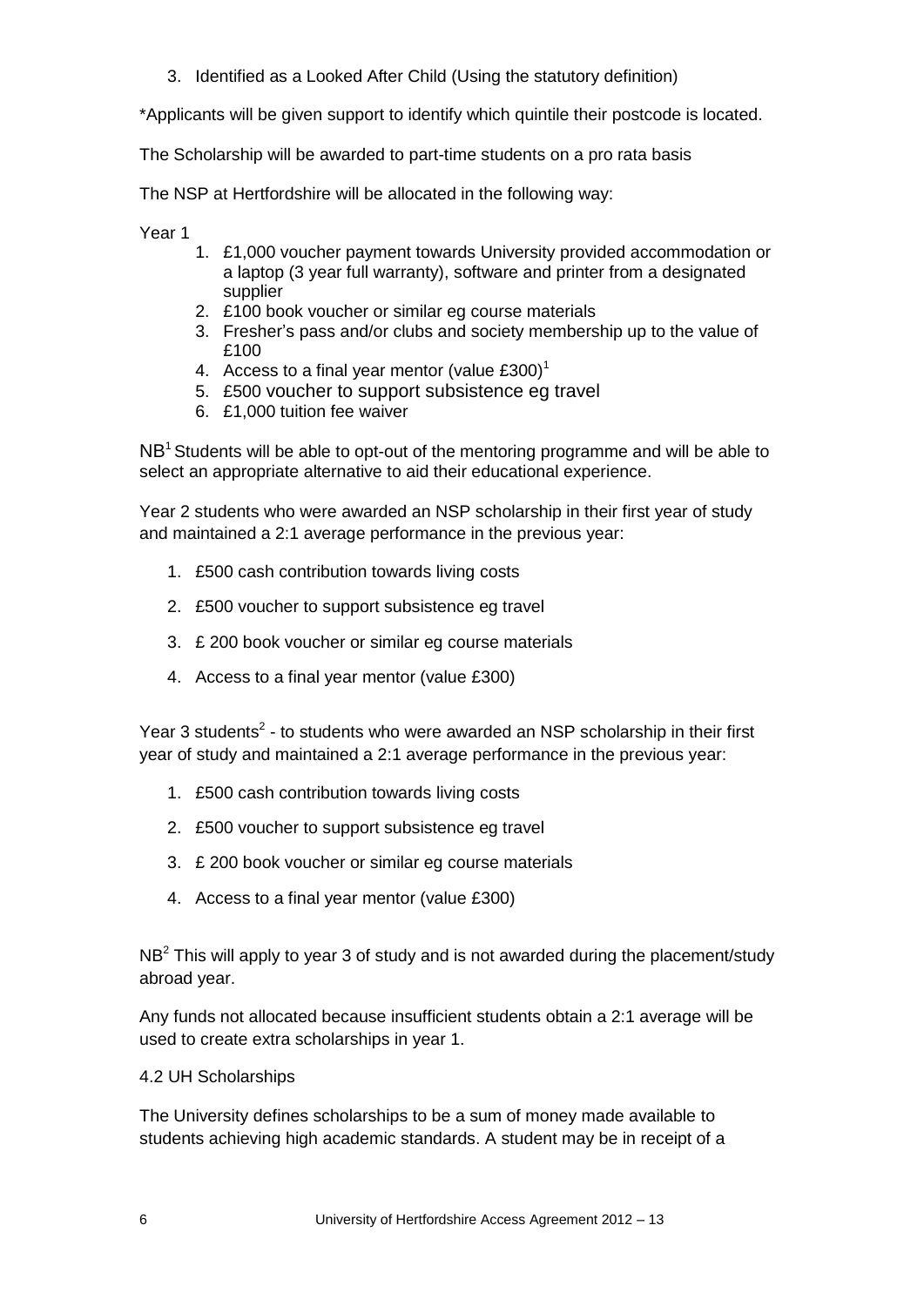3. Identified as a Looked After Child (Using the statutory definition)

*Applicants will be given support to identify which quintile their postcode is located.

The Scholarship will be awarded to part-time students on a pro rata basis

The NSP at Hertfordshire will be allocated in the following way:

Year 1

1. £1,000 voucher payment towards University provided accommodation or a laptop (3 year full warranty), software and printer from a designated supplier
2. £100 book voucher or similar eg course materials
3. Fresher's pass and/or clubs and society membership up to the value of £100
4. Access to a final year mentor (value £300)[1]
5. £500 voucher to support subsistence eg travel
6. £1,000 tuition fee waiver

NB[1] Students will be able to opt-out of the mentoring programme and will be able to select an appropriate alternative to aid their educational experience.

Year 2 students who were awarded an NSP scholarship in their first year of study and maintained a 2:1 average performance in the previous year:

1. £500 cash contribution towards living costs
2. £500 voucher to support subsistence eg travel
3. £ 200 book voucher or similar eg course materials
4. Access to a final year mentor (value £300)

Year 3 students[2] - to students who were awarded an NSP scholarship in their first year of study and maintained a 2:1 average performance in the previous year:

1. £500 cash contribution towards living costs
2. £500 voucher to support subsistence eg travel
3. £ 200 book voucher or similar eg course materials
4. Access to a final year mentor (value £300)

NB[2] This will apply to year 3 of study and is not awarded during the placement/study abroad year.

Any funds not allocated because insufficient students obtain a 2:1 average will be used to create extra scholarships in year 1.

4.2 UH Scholarships

The University defines scholarships to be a sum of money made available to students achieving high academic standards. A student may be in receipt of a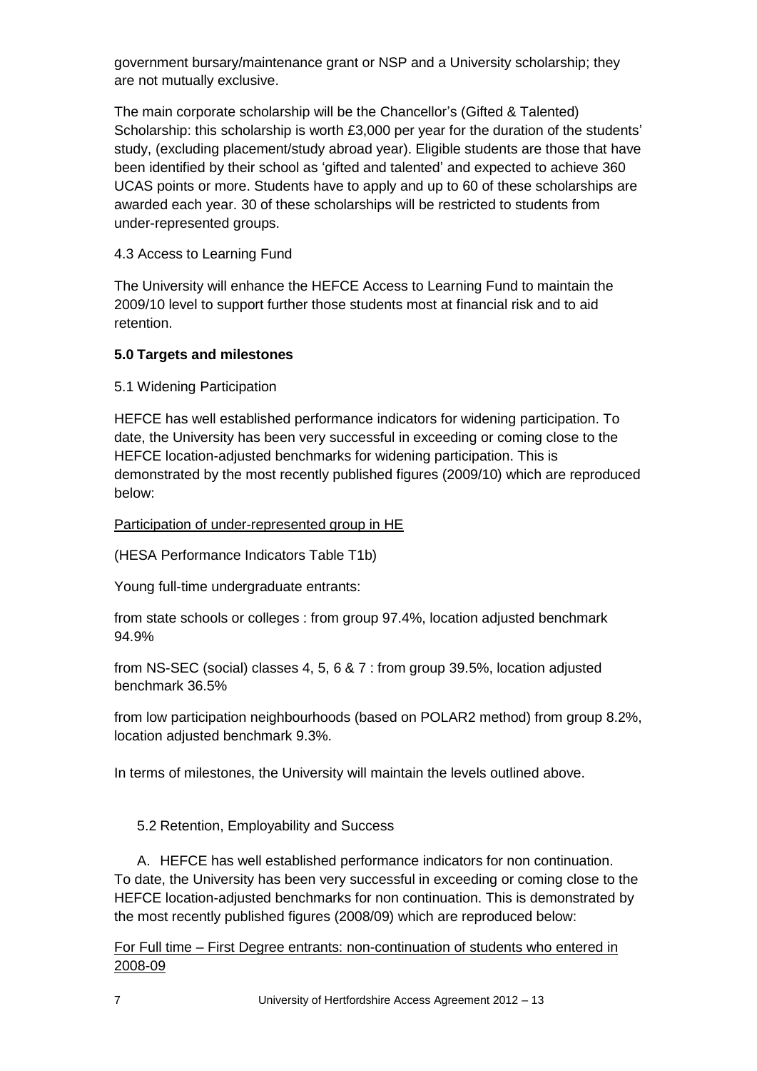government bursary/maintenance grant or NSP and a University scholarship; they are not mutually exclusive.

The main corporate scholarship will be the Chancellor's (Gifted & Talented) Scholarship: this scholarship is worth £3,000 per year for the duration of the students' study, (excluding placement/study abroad year). Eligible students are those that have been identified by their school as 'gifted and talented' and expected to achieve 360 UCAS points or more. Students have to apply and up to 60 of these scholarships are awarded each year. 30 of these scholarships will be restricted to students from under-represented groups.

4.3 Access to Learning Fund

The University will enhance the HEFCE Access to Learning Fund to maintain the 2009/10 level to support further those students most at financial risk and to aid retention.

**5.0 Targets and milestones**

5.1 Widening Participation

HEFCE has well established performance indicators for widening participation. To date, the University has been very successful in exceeding or coming close to the HEFCE location-adjusted benchmarks for widening participation. This is demonstrated by the most recently published figures (2009/10) which are reproduced below:

<u>Participation of under-represented group in HE</u>

(HESA Performance Indicators Table T1b)

Young full-time undergraduate entrants:

from state schools or colleges : from group 97.4%, location adjusted benchmark 94.9%

from NS-SEC (social) classes 4, 5, 6 & 7 : from group 39.5%, location adjusted benchmark 36.5%

from low participation neighbourhoods (based on POLAR2 method) from group 8.2%, location adjusted benchmark 9.3%.

In terms of milestones, the University will maintain the levels outlined above.

5.2 Retention, Employability and Success

A. HEFCE has well established performance indicators for non continuation. To date, the University has been very successful in exceeding or coming close to the HEFCE location-adjusted benchmarks for non continuation. This is demonstrated by the most recently published figures (2008/09) which are reproduced below:

<u>For Full time – First Degree entrants: non-continuation of students who entered in 2008-09</u>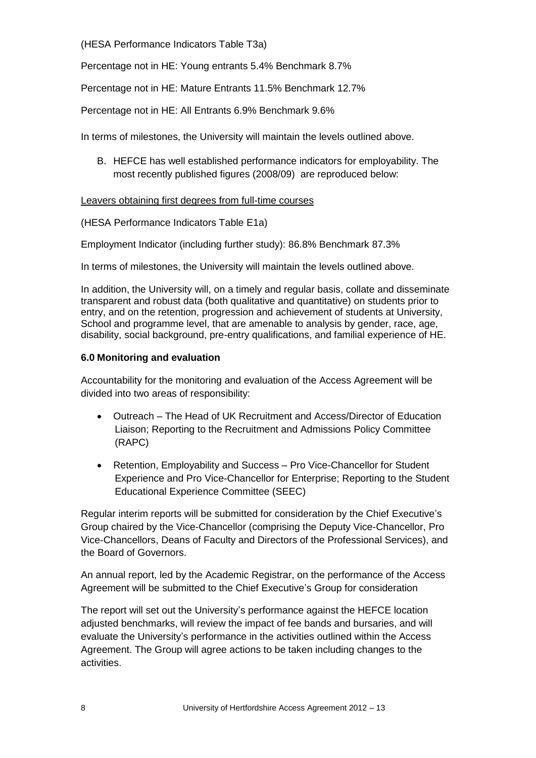(HESA Performance Indicators Table T3a)

Percentage not in HE: Young entrants 5.4% Benchmark 8.7%

Percentage not in HE: Mature Entrants 11.5% Benchmark 12.7%

Percentage not in HE: All Entrants 6.9% Benchmark 9.6%

In terms of milestones, the University will maintain the levels outlined above.

B. HEFCE has well established performance indicators for employability. The most recently published figures (2008/09) are reproduced below:

Leavers obtaining first degrees from full-time courses

(HESA Performance Indicators Table E1a)

Employment Indicator (including further study): 86.8% Benchmark 87.3%

In terms of milestones, the University will maintain the levels outlined above.

In addition, the University will, on a timely and regular basis, collate and disseminate transparent and robust data (both qualitative and quantitative) on students prior to entry, and on the retention, progression and achievement of students at University, School and programme level, that are amenable to analysis by gender, race, age, disability, social background, pre-entry qualifications, and familial experience of HE.

## 6.0 Monitoring and evaluation

Accountability for the monitoring and evaluation of the Access Agreement will be divided into two areas of responsibility:

- Outreach – The Head of UK Recruitment and Access/Director of Education Liaison; Reporting to the Recruitment and Admissions Policy Committee (RAPC)
- Retention, Employability and Success – Pro Vice-Chancellor for Student Experience and Pro Vice-Chancellor for Enterprise; Reporting to the Student Educational Experience Committee (SEEC)

Regular interim reports will be submitted for consideration by the Chief Executive's Group chaired by the Vice-Chancellor (comprising the Deputy Vice-Chancellor, Pro Vice-Chancellors, Deans of Faculty and Directors of the Professional Services), and the Board of Governors.

An annual report, led by the Academic Registrar, on the performance of the Access Agreement will be submitted to the Chief Executive's Group for consideration

The report will set out the University's performance against the HEFCE location adjusted benchmarks, will review the impact of fee bands and bursaries, and will evaluate the University's performance in the activities outlined within the Access Agreement. The Group will agree actions to be taken including changes to the activities.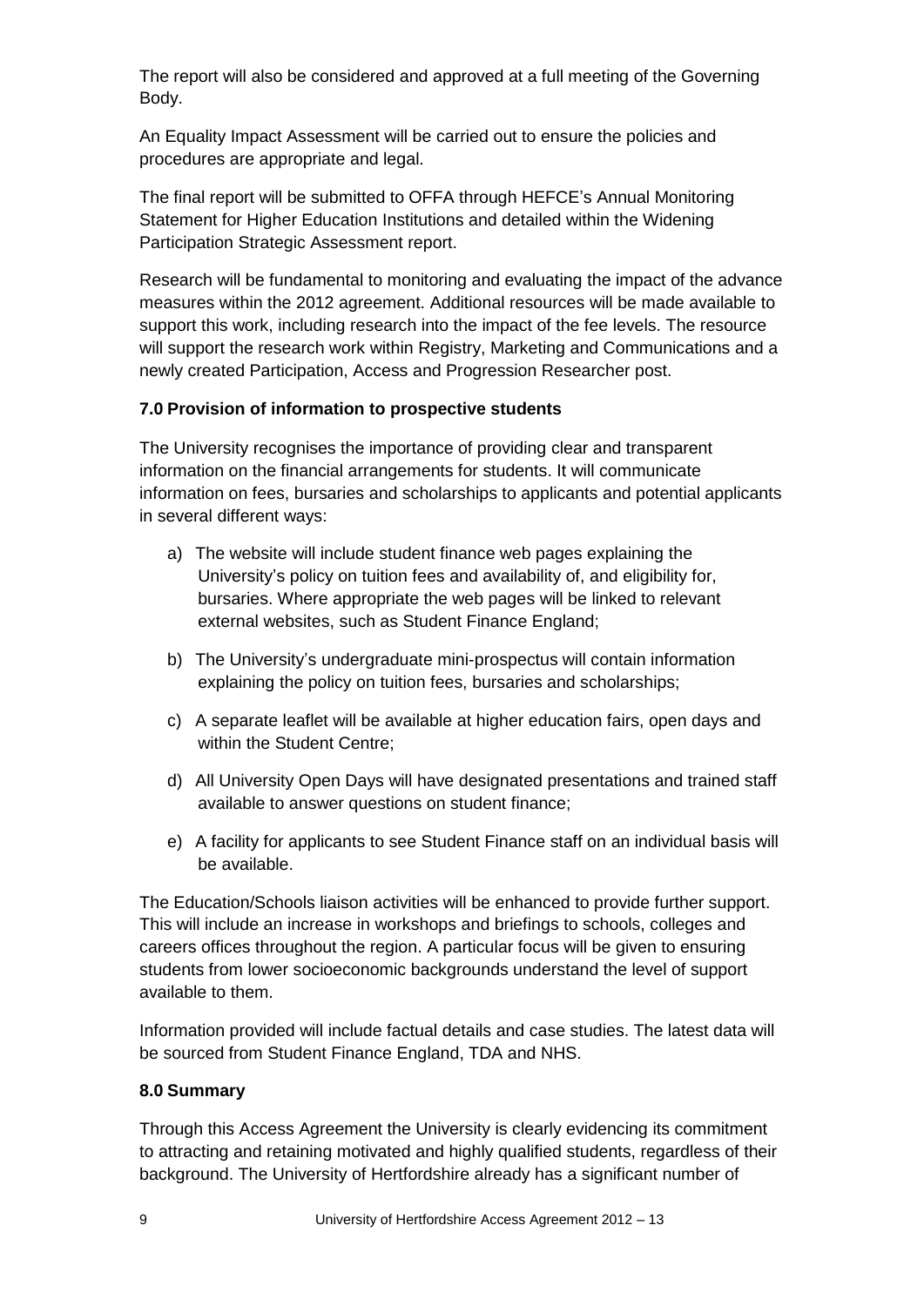The report will also be considered and approved at a full meeting of the Governing Body.

An Equality Impact Assessment will be carried out to ensure the policies and procedures are appropriate and legal.

The final report will be submitted to OFFA through HEFCE's Annual Monitoring Statement for Higher Education Institutions and detailed within the Widening Participation Strategic Assessment report.

Research will be fundamental to monitoring and evaluating the impact of the advance measures within the 2012 agreement. Additional resources will be made available to support this work, including research into the impact of the fee levels. The resource will support the research work within Registry, Marketing and Communications and a newly created Participation, Access and Progression Researcher post.

## 7.0 Provision of information to prospective students

The University recognises the importance of providing clear and transparent information on the financial arrangements for students. It will communicate information on fees, bursaries and scholarships to applicants and potential applicants in several different ways:

a) The website will include student finance web pages explaining the University's policy on tuition fees and availability of, and eligibility for, bursaries. Where appropriate the web pages will be linked to relevant external websites, such as Student Finance England;

b) The University's undergraduate mini-prospectus will contain information explaining the policy on tuition fees, bursaries and scholarships;

c) A separate leaflet will be available at higher education fairs, open days and within the Student Centre;

d) All University Open Days will have designated presentations and trained staff available to answer questions on student finance;

e) A facility for applicants to see Student Finance staff on an individual basis will be available.

The Education/Schools liaison activities will be enhanced to provide further support. This will include an increase in workshops and briefings to schools, colleges and careers offices throughout the region. A particular focus will be given to ensuring students from lower socioeconomic backgrounds understand the level of support available to them.

Information provided will include factual details and case studies. The latest data will be sourced from Student Finance England, TDA and NHS.

## 8.0 Summary

Through this Access Agreement the University is clearly evidencing its commitment to attracting and retaining motivated and highly qualified students, regardless of their background. The University of Hertfordshire already has a significant number of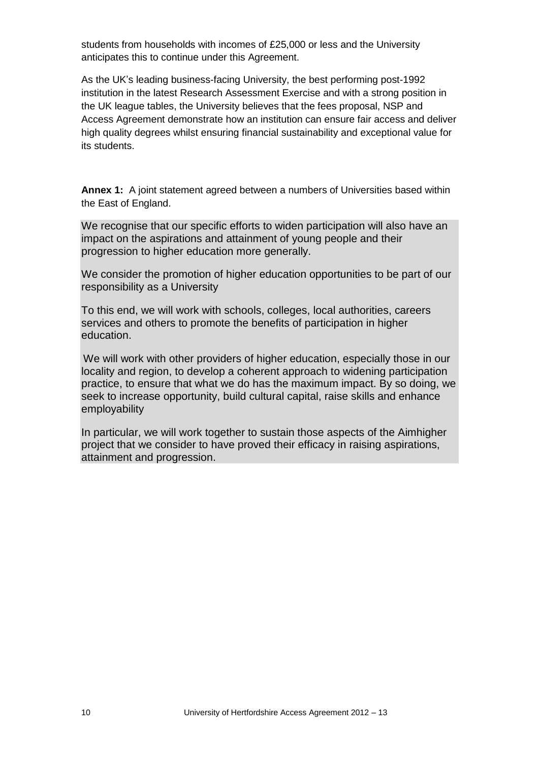students from households with incomes of £25,000 or less and the University anticipates this to continue under this Agreement.

As the UK's leading business-facing University, the best performing post-1992 institution in the latest Research Assessment Exercise and with a strong position in the UK league tables, the University believes that the fees proposal, NSP and Access Agreement demonstrate how an institution can ensure fair access and deliver high quality degrees whilst ensuring financial sustainability and exceptional value for its students.

**Annex 1:** A joint statement agreed between a numbers of Universities based within the East of England.

We recognise that our specific efforts to widen participation will also have an impact on the aspirations and attainment of young people and their progression to higher education more generally.

We consider the promotion of higher education opportunities to be part of our responsibility as a University

To this end, we will work with schools, colleges, local authorities, careers services and others to promote the benefits of participation in higher education.

We will work with other providers of higher education, especially those in our locality and region, to develop a coherent approach to widening participation practice, to ensure that what we do has the maximum impact. By so doing, we seek to increase opportunity, build cultural capital, raise skills and enhance employability

In particular, we will work together to sustain those aspects of the Aimhigher project that we consider to have proved their efficacy in raising aspirations, attainment and progression.